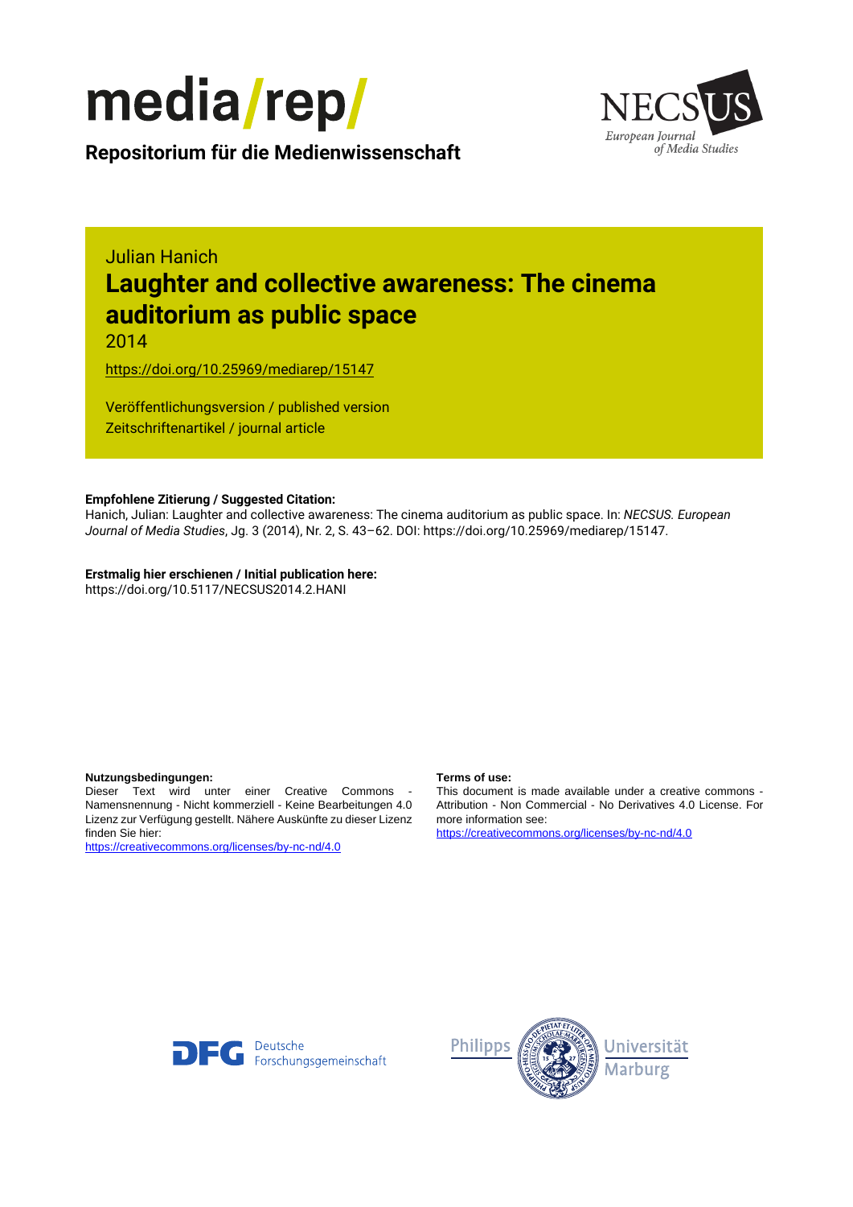media/rep/

Repositorium für die Medienwissenschaft

NECSUS European Journal of Media Studies

Julian Hanich

# Laughter and collective awareness: The cinema auditorium as public space

2014

https://doi.org/10.25969/mediarep/15147

Veröffentlichungsversion / published version
Zeitschriftenartikel / journal article

**Empfohlene Zitierung / Suggested Citation:**
Hanich, Julian: Laughter and collective awareness: The cinema auditorium as public space. In: *NECSUS. European Journal of Media Studies*, Jg. 3 (2014), Nr. 2, S. 43–62. DOI: https://doi.org/10.25969/mediarep/15147.

**Erstmalig hier erschienen / Initial publication here:**
https://doi.org/10.5117/NECSUS2014.2.HANI

**Nutzungsbedingungen:**
Dieser Text wird unter einer Creative Commons - Namensnennung - Nicht kommerziell - Keine Bearbeitungen 4.0 Lizenz zur Verfügung gestellt. Nähere Auskünfte zu dieser Lizenz finden Sie hier:
https://creativecommons.org/licenses/by-nc-nd/4.0

**Terms of use:**
This document is made available under a creative commons - Attribution - Non Commercial - No Derivatives 4.0 License. For more information see:
https://creativecommons.org/licenses/by-nc-nd/4.0

DFG Deutsche Forschungsgemeinschaft

Philipps Universität Marburg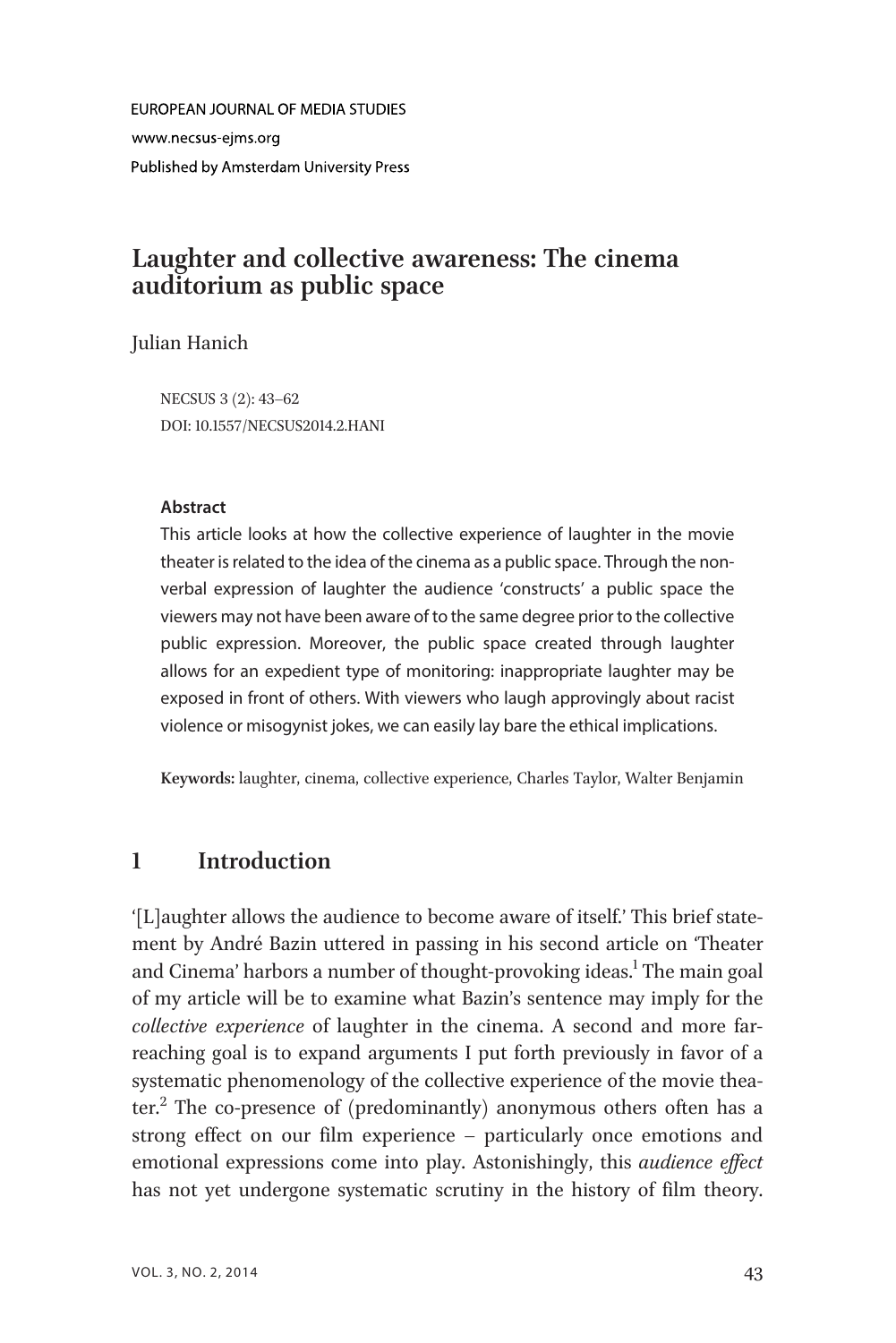EUROPEAN JOURNAL OF MEDIA STUDIES
www.necsus-ejms.org
Published by Amsterdam University Press

# Laughter and collective awareness: The cinema auditorium as public space

Julian Hanich

NECSUS 3 (2): 43–62
DOI: 10.1557/NECSUS2014.2.HANI

**Abstract**

This article looks at how the collective experience of laughter in the movie theater is related to the idea of the cinema as a public space. Through the non-verbal expression of laughter the audience 'constructs' a public space the viewers may not have been aware of to the same degree prior to the collective public expression. Moreover, the public space created through laughter allows for an expedient type of monitoring: inappropriate laughter may be exposed in front of others. With viewers who laugh approvingly about racist violence or misogynist jokes, we can easily lay bare the ethical implications.

**Keywords:** laughter, cinema, collective experience, Charles Taylor, Walter Benjamin

## 1 Introduction

'[L]aughter allows the audience to become aware of itself.' This brief statement by André Bazin uttered in passing in his second article on 'Theater and Cinema' harbors a number of thought-provoking ideas.[1] The main goal of my article will be to examine what Bazin's sentence may imply for the *collective experience* of laughter in the cinema. A second and more far-reaching goal is to expand arguments I put forth previously in favor of a systematic phenomenology of the collective experience of the movie theater.[2] The co-presence of (predominantly) anonymous others often has a strong effect on our film experience – particularly once emotions and emotional expressions come into play. Astonishingly, this *audience effect* has not yet undergone systematic scrutiny in the history of film theory.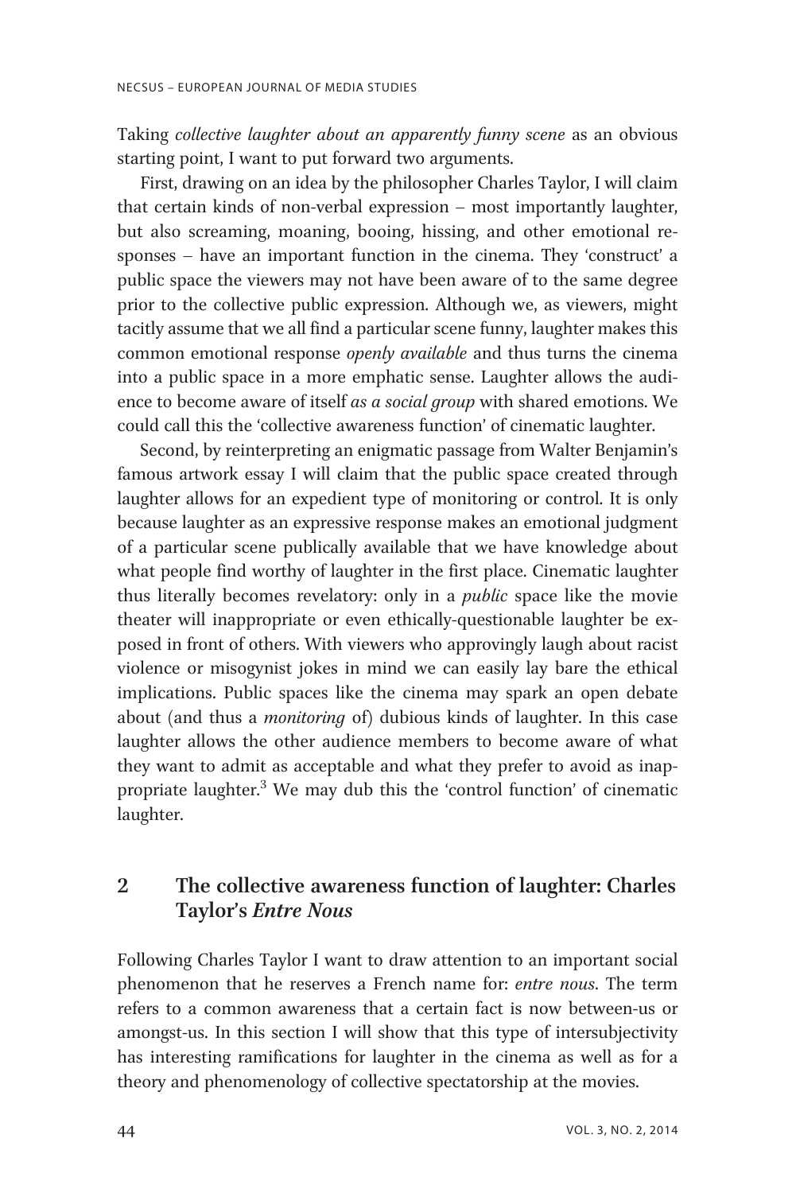Taking *collective laughter about an apparently funny scene* as an obvious starting point, I want to put forward two arguments.

First, drawing on an idea by the philosopher Charles Taylor, I will claim that certain kinds of non-verbal expression – most importantly laughter, but also screaming, moaning, booing, hissing, and other emotional responses – have an important function in the cinema. They 'construct' a public space the viewers may not have been aware of to the same degree prior to the collective public expression. Although we, as viewers, might tacitly assume that we all find a particular scene funny, laughter makes this common emotional response *openly available* and thus turns the cinema into a public space in a more emphatic sense. Laughter allows the audience to become aware of itself *as a social group* with shared emotions. We could call this the 'collective awareness function' of cinematic laughter.

Second, by reinterpreting an enigmatic passage from Walter Benjamin's famous artwork essay I will claim that the public space created through laughter allows for an expedient type of monitoring or control. It is only because laughter as an expressive response makes an emotional judgment of a particular scene publically available that we have knowledge about what people find worthy of laughter in the first place. Cinematic laughter thus literally becomes revelatory: only in a *public* space like the movie theater will inappropriate or even ethically-questionable laughter be exposed in front of others. With viewers who approvingly laugh about racist violence or misogynist jokes in mind we can easily lay bare the ethical implications. Public spaces like the cinema may spark an open debate about (and thus a *monitoring* of) dubious kinds of laughter. In this case laughter allows the other audience members to become aware of what they want to admit as acceptable and what they prefer to avoid as inappropriate laughter.[3] We may dub this the 'control function' of cinematic laughter.

## 2 The collective awareness function of laughter: Charles Taylor's *Entre Nous*

Following Charles Taylor I want to draw attention to an important social phenomenon that he reserves a French name for: *entre nous*. The term refers to a common awareness that a certain fact is now between-us or amongst-us. In this section I will show that this type of intersubjectivity has interesting ramifications for laughter in the cinema as well as for a theory and phenomenology of collective spectatorship at the movies.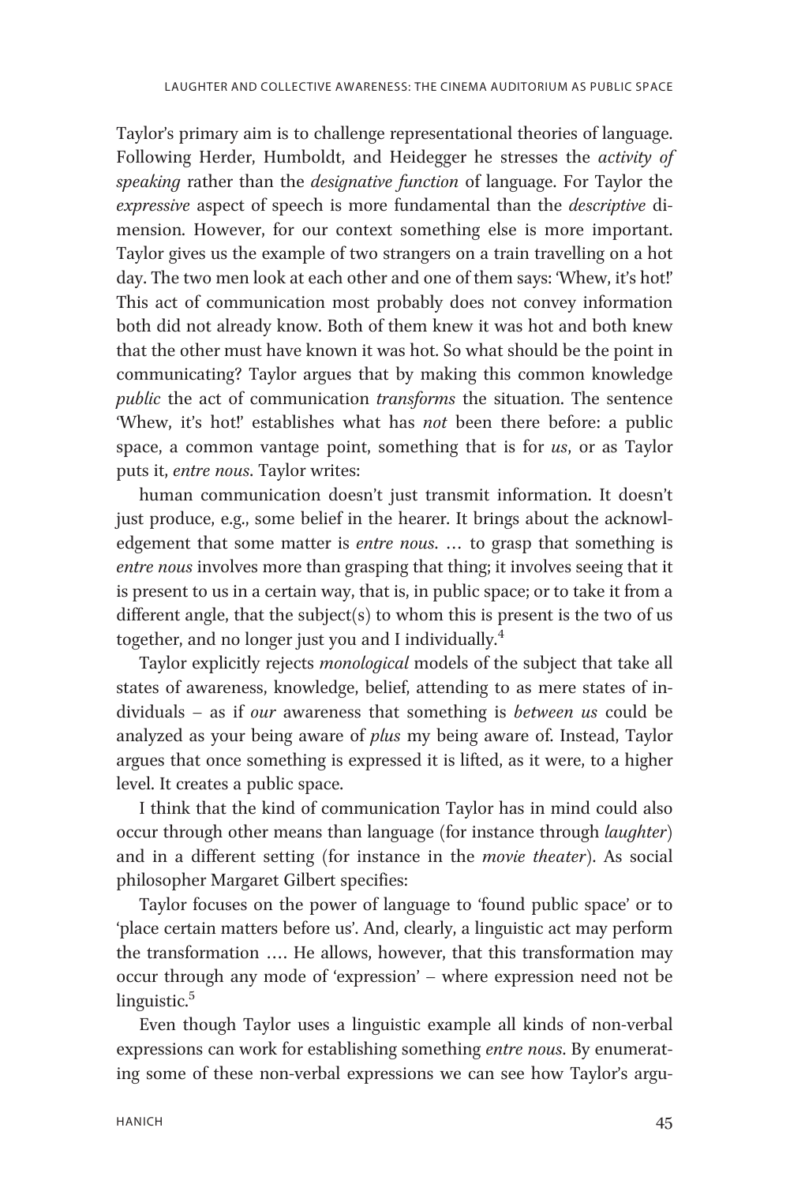Taylor's primary aim is to challenge representational theories of language. Following Herder, Humboldt, and Heidegger he stresses the *activity of speaking* rather than the *designative function* of language. For Taylor the *expressive* aspect of speech is more fundamental than the *descriptive* dimension. However, for our context something else is more important. Taylor gives us the example of two strangers on a train travelling on a hot day. The two men look at each other and one of them says: 'Whew, it's hot!' This act of communication most probably does not convey information both did not already know. Both of them knew it was hot and both knew that the other must have known it was hot. So what should be the point in communicating? Taylor argues that by making this common knowledge *public* the act of communication *transforms* the situation. The sentence 'Whew, it's hot!' establishes what has *not* been there before: a public space, a common vantage point, something that is for *us*, or as Taylor puts it, *entre nous*. Taylor writes:

human communication doesn't just transmit information. It doesn't just produce, e.g., some belief in the hearer. It brings about the acknowledgement that some matter is *entre nous*. … to grasp that something is *entre nous* involves more than grasping that thing; it involves seeing that it is present to us in a certain way, that is, in public space; or to take it from a different angle, that the subject(s) to whom this is present is the two of us together, and no longer just you and I individually.[4]

Taylor explicitly rejects *monological* models of the subject that take all states of awareness, knowledge, belief, attending to as mere states of individuals – as if *our* awareness that something is *between us* could be analyzed as your being aware of *plus* my being aware of. Instead, Taylor argues that once something is expressed it is lifted, as it were, to a higher level. It creates a public space.

I think that the kind of communication Taylor has in mind could also occur through other means than language (for instance through *laughter*) and in a different setting (for instance in the *movie theater*). As social philosopher Margaret Gilbert specifies:

Taylor focuses on the power of language to 'found public space' or to 'place certain matters before us'. And, clearly, a linguistic act may perform the transformation …. He allows, however, that this transformation may occur through any mode of 'expression' – where expression need not be linguistic.[5]

Even though Taylor uses a linguistic example all kinds of non-verbal expressions can work for establishing something *entre nous*. By enumerating some of these non-verbal expressions we can see how Taylor's argu-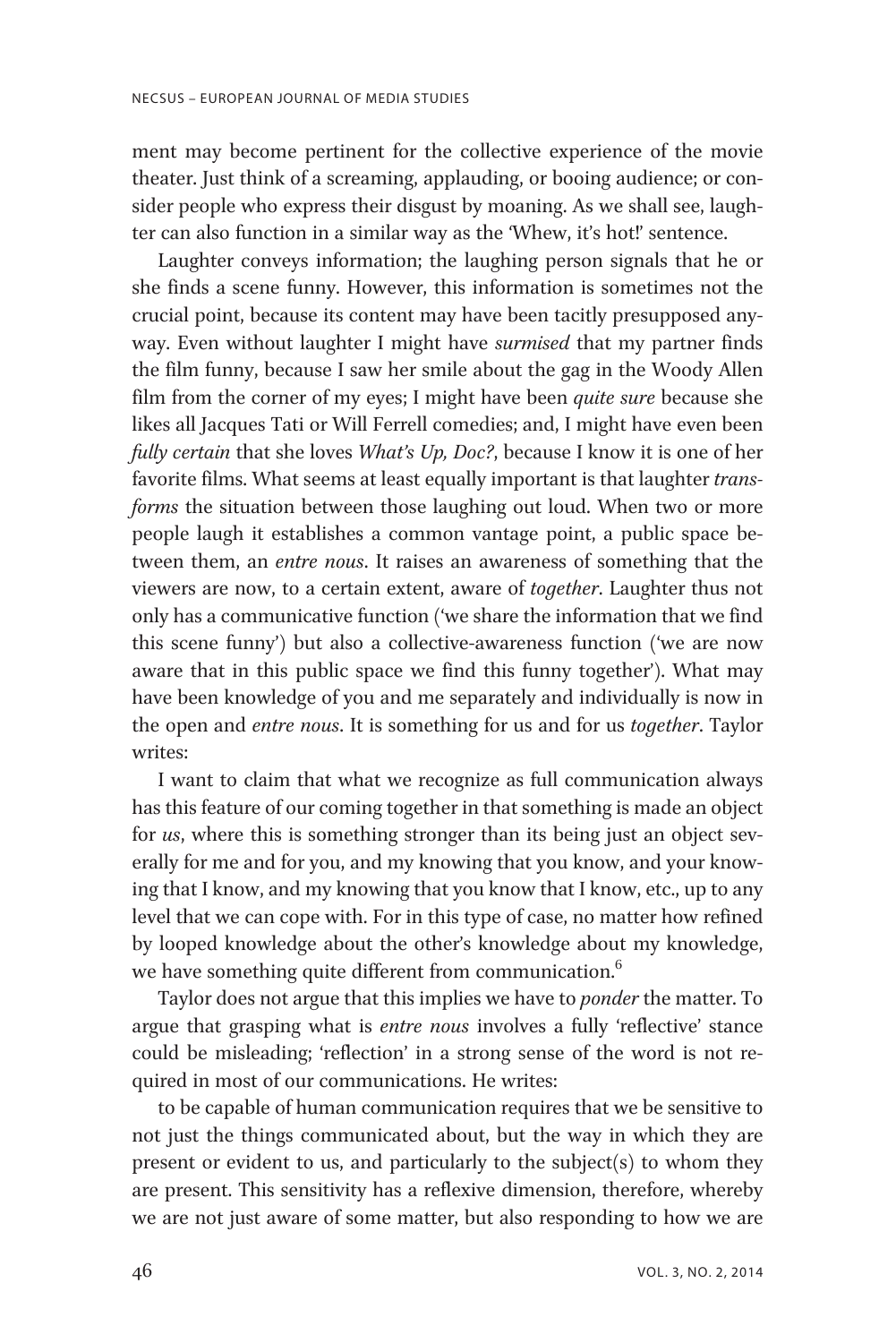ment may become pertinent for the collective experience of the movie theater. Just think of a screaming, applauding, or booing audience; or consider people who express their disgust by moaning. As we shall see, laughter can also function in a similar way as the 'Whew, it's hot!' sentence.

Laughter conveys information; the laughing person signals that he or she finds a scene funny. However, this information is sometimes not the crucial point, because its content may have been tacitly presupposed anyway. Even without laughter I might have *surmised* that my partner finds the film funny, because I saw her smile about the gag in the Woody Allen film from the corner of my eyes; I might have been *quite sure* because she likes all Jacques Tati or Will Ferrell comedies; and, I might have even been *fully certain* that she loves *What's Up, Doc?*, because I know it is one of her favorite films. What seems at least equally important is that laughter *transforms* the situation between those laughing out loud. When two or more people laugh it establishes a common vantage point, a public space between them, an *entre nous*. It raises an awareness of something that the viewers are now, to a certain extent, aware of *together*. Laughter thus not only has a communicative function ('we share the information that we find this scene funny') but also a collective-awareness function ('we are now aware that in this public space we find this funny together'). What may have been knowledge of you and me separately and individually is now in the open and *entre nous*. It is something for us and for us *together*. Taylor writes:

> I want to claim that what we recognize as full communication always has this feature of our coming together in that something is made an object for *us*, where this is something stronger than its being just an object severally for me and for you, and my knowing that you know, and your knowing that I know, and my knowing that you know that I know, etc., up to any level that we can cope with. For in this type of case, no matter how refined by looped knowledge about the other's knowledge about my knowledge, we have something quite different from communication.[6]

Taylor does not argue that this implies we have to *ponder* the matter. To argue that grasping what is *entre nous* involves a fully 'reflective' stance could be misleading; 'reflection' in a strong sense of the word is not required in most of our communications. He writes:

> to be capable of human communication requires that we be sensitive to not just the things communicated about, but the way in which they are present or evident to us, and particularly to the subject(s) to whom they are present. This sensitivity has a reflexive dimension, therefore, whereby we are not just aware of some matter, but also responding to how we are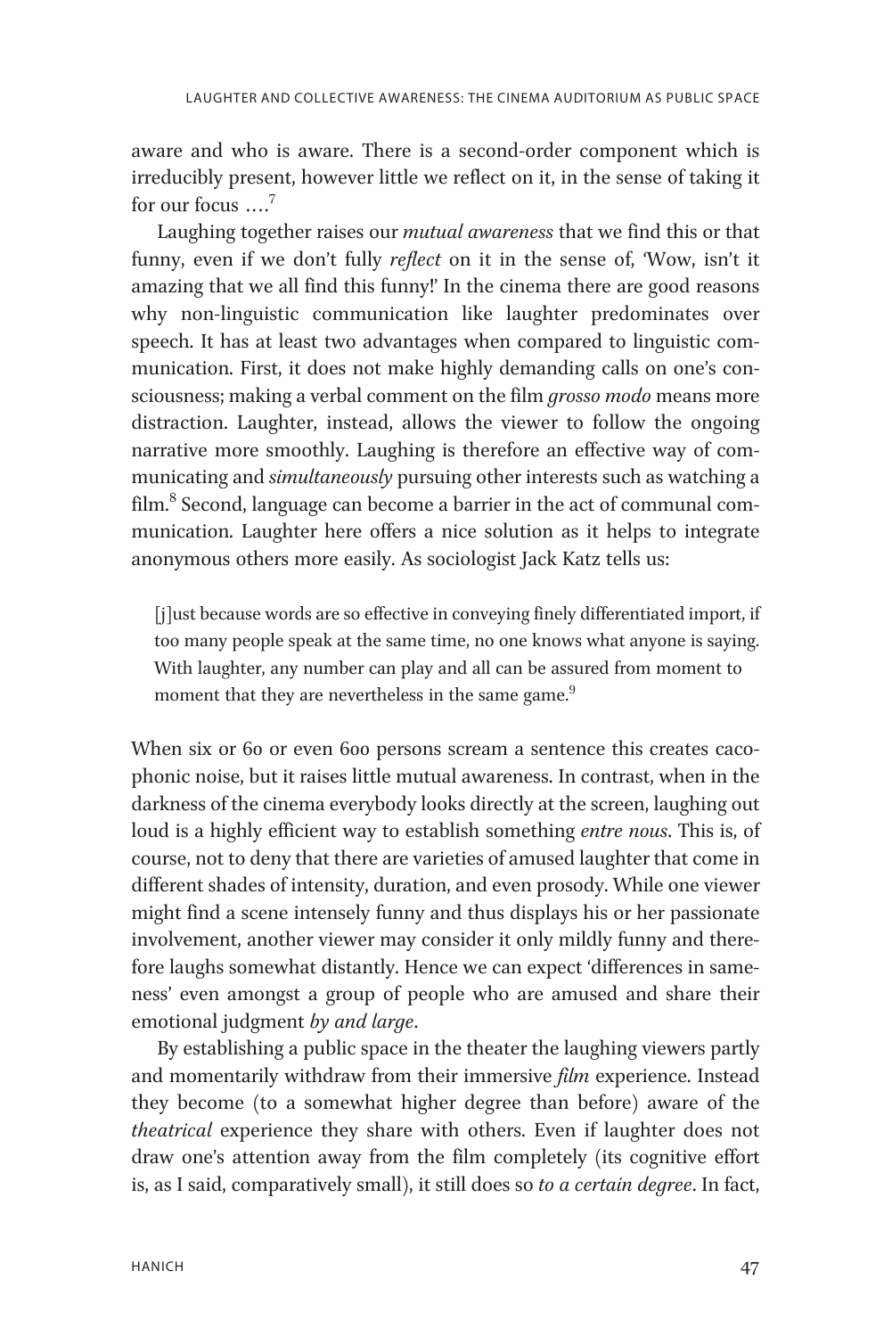aware and who is aware. There is a second-order component which is irreducibly present, however little we reflect on it, in the sense of taking it for our focus ….[7]

Laughing together raises our *mutual awareness* that we find this or that funny, even if we don't fully *reflect* on it in the sense of, 'Wow, isn't it amazing that we all find this funny!' In the cinema there are good reasons why non-linguistic communication like laughter predominates over speech. It has at least two advantages when compared to linguistic communication. First, it does not make highly demanding calls on one's consciousness; making a verbal comment on the film *grosso modo* means more distraction. Laughter, instead, allows the viewer to follow the ongoing narrative more smoothly. Laughing is therefore an effective way of communicating and *simultaneously* pursuing other interests such as watching a film.[8] Second, language can become a barrier in the act of communal communication. Laughter here offers a nice solution as it helps to integrate anonymous others more easily. As sociologist Jack Katz tells us:

> [j]ust because words are so effective in conveying finely differentiated import, if too many people speak at the same time, no one knows what anyone is saying. With laughter, any number can play and all can be assured from moment to moment that they are nevertheless in the same game.[9]

When six or 60 or even 600 persons scream a sentence this creates cacophonic noise, but it raises little mutual awareness. In contrast, when in the darkness of the cinema everybody looks directly at the screen, laughing out loud is a highly efficient way to establish something *entre nous*. This is, of course, not to deny that there are varieties of amused laughter that come in different shades of intensity, duration, and even prosody. While one viewer might find a scene intensely funny and thus displays his or her passionate involvement, another viewer may consider it only mildly funny and therefore laughs somewhat distantly. Hence we can expect 'differences in sameness' even amongst a group of people who are amused and share their emotional judgment *by and large*.

By establishing a public space in the theater the laughing viewers partly and momentarily withdraw from their immersive *film* experience. Instead they become (to a somewhat higher degree than before) aware of the *theatrical* experience they share with others. Even if laughter does not draw one's attention away from the film completely (its cognitive effort is, as I said, comparatively small), it still does so *to a certain degree*. In fact,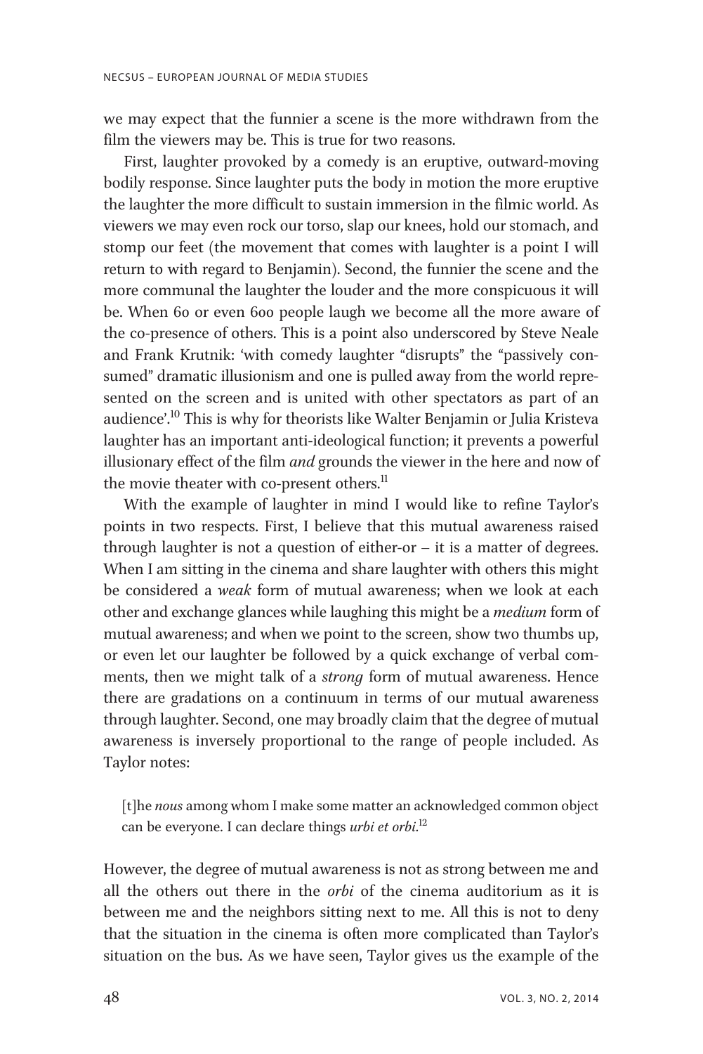we may expect that the funnier a scene is the more withdrawn from the film the viewers may be. This is true for two reasons.

First, laughter provoked by a comedy is an eruptive, outward-moving bodily response. Since laughter puts the body in motion the more eruptive the laughter the more difficult to sustain immersion in the filmic world. As viewers we may even rock our torso, slap our knees, hold our stomach, and stomp our feet (the movement that comes with laughter is a point I will return to with regard to Benjamin). Second, the funnier the scene and the more communal the laughter the louder and the more conspicuous it will be. When 60 or even 600 people laugh we become all the more aware of the co-presence of others. This is a point also underscored by Steve Neale and Frank Krutnik: 'with comedy laughter "disrupts" the "passively consumed" dramatic illusionism and one is pulled away from the world represented on the screen and is united with other spectators as part of an audience'.[10] This is why for theorists like Walter Benjamin or Julia Kristeva laughter has an important anti-ideological function; it prevents a powerful illusionary effect of the film *and* grounds the viewer in the here and now of the movie theater with co-present others.[11]

With the example of laughter in mind I would like to refine Taylor's points in two respects. First, I believe that this mutual awareness raised through laughter is not a question of either-or – it is a matter of degrees. When I am sitting in the cinema and share laughter with others this might be considered a *weak* form of mutual awareness; when we look at each other and exchange glances while laughing this might be a *medium* form of mutual awareness; and when we point to the screen, show two thumbs up, or even let our laughter be followed by a quick exchange of verbal comments, then we might talk of a *strong* form of mutual awareness. Hence there are gradations on a continuum in terms of our mutual awareness through laughter. Second, one may broadly claim that the degree of mutual awareness is inversely proportional to the range of people included. As Taylor notes:

> [t]he *nous* among whom I make some matter an acknowledged common object can be everyone. I can declare things *urbi et orbi*.[12]

However, the degree of mutual awareness is not as strong between me and all the others out there in the *orbi* of the cinema auditorium as it is between me and the neighbors sitting next to me. All this is not to deny that the situation in the cinema is often more complicated than Taylor's situation on the bus. As we have seen, Taylor gives us the example of the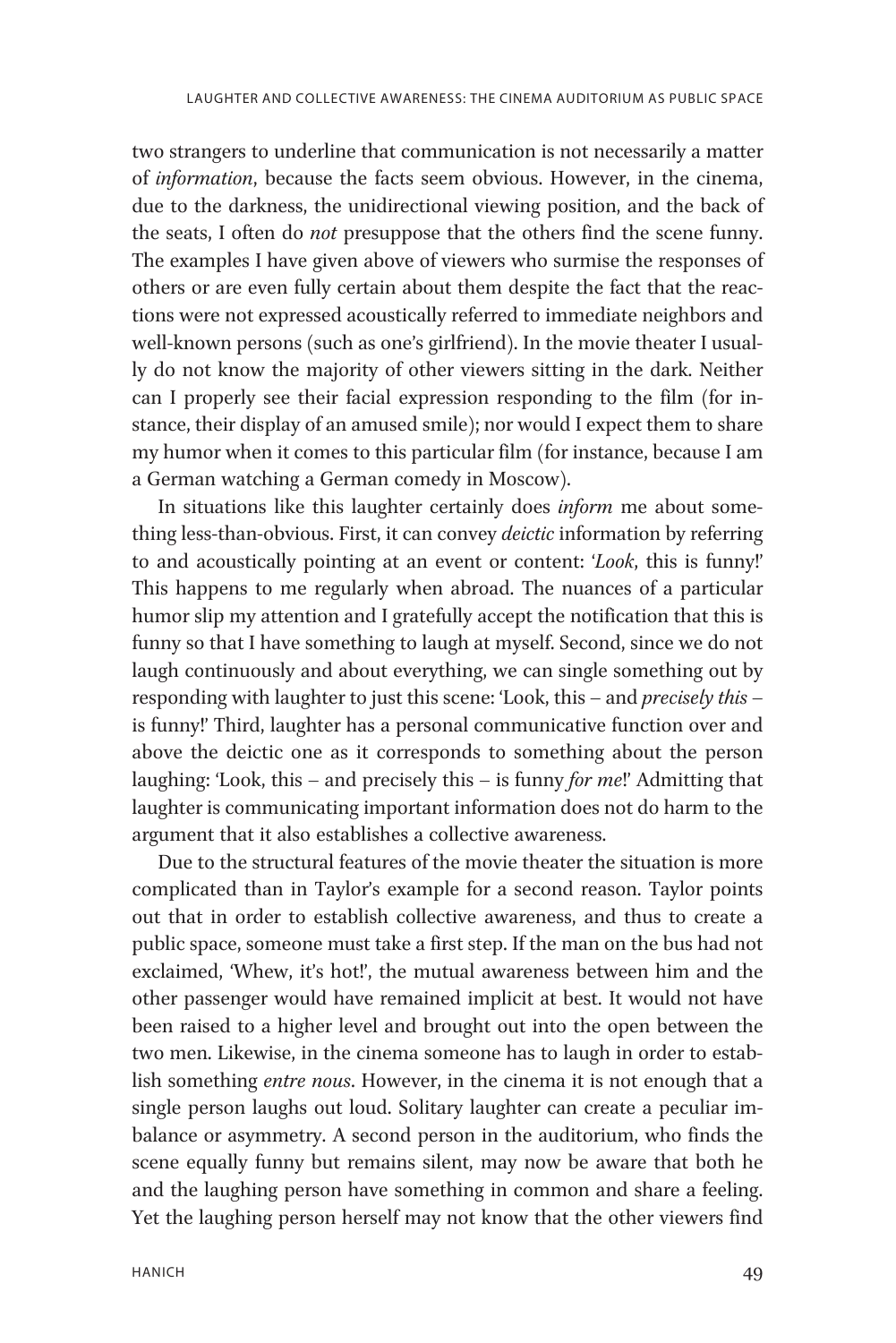two strangers to underline that communication is not necessarily a matter of *information*, because the facts seem obvious. However, in the cinema, due to the darkness, the unidirectional viewing position, and the back of the seats, I often do *not* presuppose that the others find the scene funny. The examples I have given above of viewers who surmise the responses of others or are even fully certain about them despite the fact that the reactions were not expressed acoustically referred to immediate neighbors and well-known persons (such as one's girlfriend). In the movie theater I usually do not know the majority of other viewers sitting in the dark. Neither can I properly see their facial expression responding to the film (for instance, their display of an amused smile); nor would I expect them to share my humor when it comes to this particular film (for instance, because I am a German watching a German comedy in Moscow).

In situations like this laughter certainly does *inform* me about something less-than-obvious. First, it can convey *deictic* information by referring to and acoustically pointing at an event or content: '*Look*, this is funny!' This happens to me regularly when abroad. The nuances of a particular humor slip my attention and I gratefully accept the notification that this is funny so that I have something to laugh at myself. Second, since we do not laugh continuously and about everything, we can single something out by responding with laughter to just this scene: 'Look, this – and *precisely this* – is funny!' Third, laughter has a personal communicative function over and above the deictic one as it corresponds to something about the person laughing: 'Look, this – and precisely this – is funny *for me*!' Admitting that laughter is communicating important information does not do harm to the argument that it also establishes a collective awareness.

Due to the structural features of the movie theater the situation is more complicated than in Taylor's example for a second reason. Taylor points out that in order to establish collective awareness, and thus to create a public space, someone must take a first step. If the man on the bus had not exclaimed, 'Whew, it's hot!', the mutual awareness between him and the other passenger would have remained implicit at best. It would not have been raised to a higher level and brought out into the open between the two men. Likewise, in the cinema someone has to laugh in order to establish something *entre nous*. However, in the cinema it is not enough that a single person laughs out loud. Solitary laughter can create a peculiar imbalance or asymmetry. A second person in the auditorium, who finds the scene equally funny but remains silent, may now be aware that both he and the laughing person have something in common and share a feeling. Yet the laughing person herself may not know that the other viewers find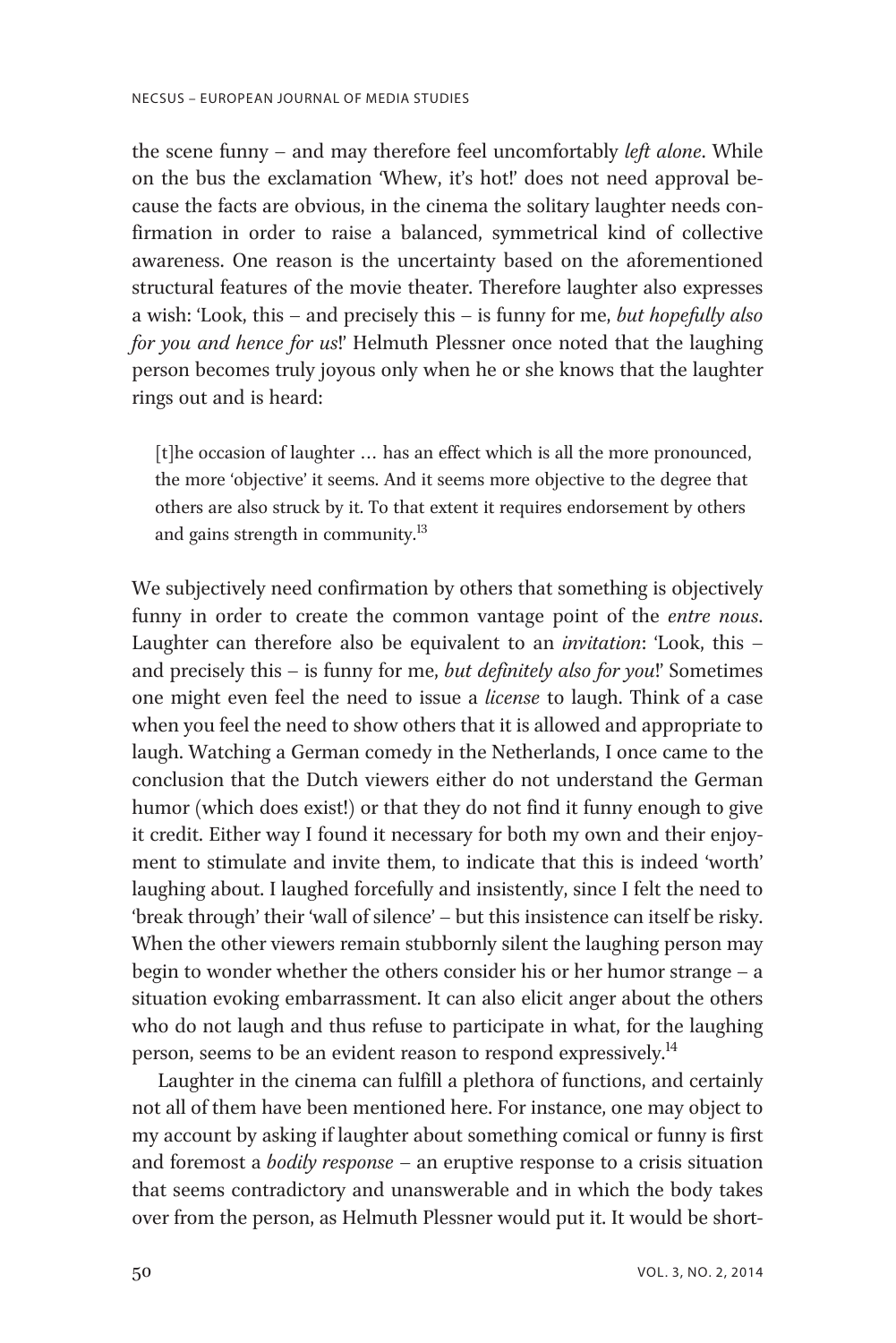the scene funny – and may therefore feel uncomfortably *left alone*. While on the bus the exclamation 'Whew, it's hot!' does not need approval because the facts are obvious, in the cinema the solitary laughter needs confirmation in order to raise a balanced, symmetrical kind of collective awareness. One reason is the uncertainty based on the aforementioned structural features of the movie theater. Therefore laughter also expresses a wish: 'Look, this – and precisely this – is funny for me, *but hopefully also for you and hence for us*!' Helmuth Plessner once noted that the laughing person becomes truly joyous only when he or she knows that the laughter rings out and is heard:

> [t]he occasion of laughter … has an effect which is all the more pronounced, the more 'objective' it seems. And it seems more objective to the degree that others are also struck by it. To that extent it requires endorsement by others and gains strength in community.[13]

We subjectively need confirmation by others that something is objectively funny in order to create the common vantage point of the *entre nous*. Laughter can therefore also be equivalent to an *invitation*: 'Look, this – and precisely this – is funny for me, *but definitely also for you*!' Sometimes one might even feel the need to issue a *license* to laugh. Think of a case when you feel the need to show others that it is allowed and appropriate to laugh. Watching a German comedy in the Netherlands, I once came to the conclusion that the Dutch viewers either do not understand the German humor (which does exist!) or that they do not find it funny enough to give it credit. Either way I found it necessary for both my own and their enjoyment to stimulate and invite them, to indicate that this is indeed 'worth' laughing about. I laughed forcefully and insistently, since I felt the need to 'break through' their 'wall of silence' – but this insistence can itself be risky. When the other viewers remain stubbornly silent the laughing person may begin to wonder whether the others consider his or her humor strange – a situation evoking embarrassment. It can also elicit anger about the others who do not laugh and thus refuse to participate in what, for the laughing person, seems to be an evident reason to respond expressively.[14]

Laughter in the cinema can fulfill a plethora of functions, and certainly not all of them have been mentioned here. For instance, one may object to my account by asking if laughter about something comical or funny is first and foremost a *bodily response* – an eruptive response to a crisis situation that seems contradictory and unanswerable and in which the body takes over from the person, as Helmuth Plessner would put it. It would be short-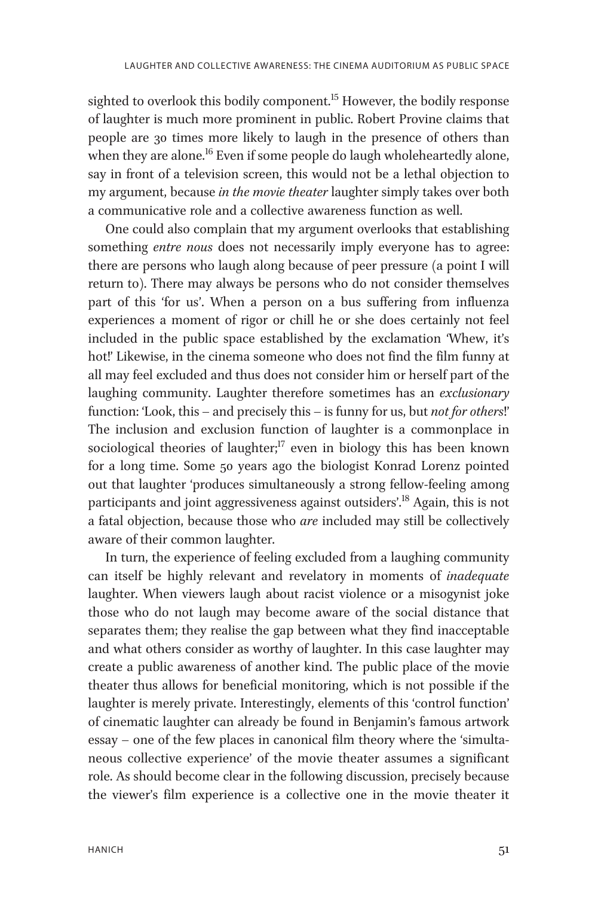sighted to overlook this bodily component.[15] However, the bodily response of laughter is much more prominent in public. Robert Provine claims that people are 30 times more likely to laugh in the presence of others than when they are alone.[16] Even if some people do laugh wholeheartedly alone, say in front of a television screen, this would not be a lethal objection to my argument, because *in the movie theater* laughter simply takes over both a communicative role and a collective awareness function as well.

One could also complain that my argument overlooks that establishing something *entre nous* does not necessarily imply everyone has to agree: there are persons who laugh along because of peer pressure (a point I will return to). There may always be persons who do not consider themselves part of this 'for us'. When a person on a bus suffering from influenza experiences a moment of rigor or chill he or she does certainly not feel included in the public space established by the exclamation 'Whew, it's hot!' Likewise, in the cinema someone who does not find the film funny at all may feel excluded and thus does not consider him or herself part of the laughing community. Laughter therefore sometimes has an *exclusionary* function: 'Look, this – and precisely this – is funny for us, but *not for others*!' The inclusion and exclusion function of laughter is a commonplace in sociological theories of laughter;[17] even in biology this has been known for a long time. Some 50 years ago the biologist Konrad Lorenz pointed out that laughter 'produces simultaneously a strong fellow-feeling among participants and joint aggressiveness against outsiders'.[18] Again, this is not a fatal objection, because those who *are* included may still be collectively aware of their common laughter.

In turn, the experience of feeling excluded from a laughing community can itself be highly relevant and revelatory in moments of *inadequate* laughter. When viewers laugh about racist violence or a misogynist joke those who do not laugh may become aware of the social distance that separates them; they realise the gap between what they find inacceptable and what others consider as worthy of laughter. In this case laughter may create a public awareness of another kind. The public place of the movie theater thus allows for beneficial monitoring, which is not possible if the laughter is merely private. Interestingly, elements of this 'control function' of cinematic laughter can already be found in Benjamin's famous artwork essay – one of the few places in canonical film theory where the 'simultaneous collective experience' of the movie theater assumes a significant role. As should become clear in the following discussion, precisely because the viewer's film experience is a collective one in the movie theater it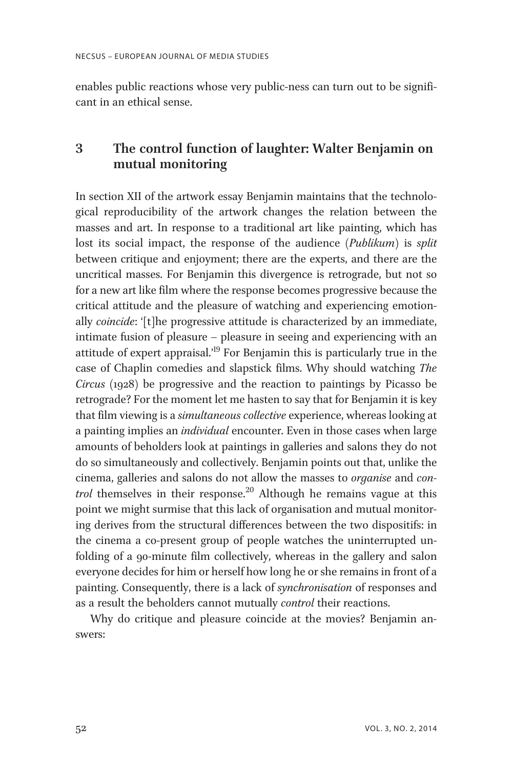enables public reactions whose very public-ness can turn out to be significant in an ethical sense.

## 3 The control function of laughter: Walter Benjamin on mutual monitoring

In section XII of the artwork essay Benjamin maintains that the technological reproducibility of the artwork changes the relation between the masses and art. In response to a traditional art like painting, which has lost its social impact, the response of the audience (*Publikum*) is *split* between critique and enjoyment; there are the experts, and there are the uncritical masses. For Benjamin this divergence is retrograde, but not so for a new art like film where the response becomes progressive because the critical attitude and the pleasure of watching and experiencing emotionally *coincide*: '[t]he progressive attitude is characterized by an immediate, intimate fusion of pleasure – pleasure in seeing and experiencing with an attitude of expert appraisal.'[19] For Benjamin this is particularly true in the case of Chaplin comedies and slapstick films. Why should watching *The Circus* (1928) be progressive and the reaction to paintings by Picasso be retrograde? For the moment let me hasten to say that for Benjamin it is key that film viewing is a *simultaneous collective* experience, whereas looking at a painting implies an *individual* encounter. Even in those cases when large amounts of beholders look at paintings in galleries and salons they do not do so simultaneously and collectively. Benjamin points out that, unlike the cinema, galleries and salons do not allow the masses to *organise* and *control* themselves in their response.[20] Although he remains vague at this point we might surmise that this lack of organisation and mutual monitoring derives from the structural differences between the two dispositifs: in the cinema a co-present group of people watches the uninterrupted unfolding of a 90-minute film collectively, whereas in the gallery and salon everyone decides for him or herself how long he or she remains in front of a painting. Consequently, there is a lack of *synchronisation* of responses and as a result the beholders cannot mutually *control* their reactions.

Why do critique and pleasure coincide at the movies? Benjamin answers: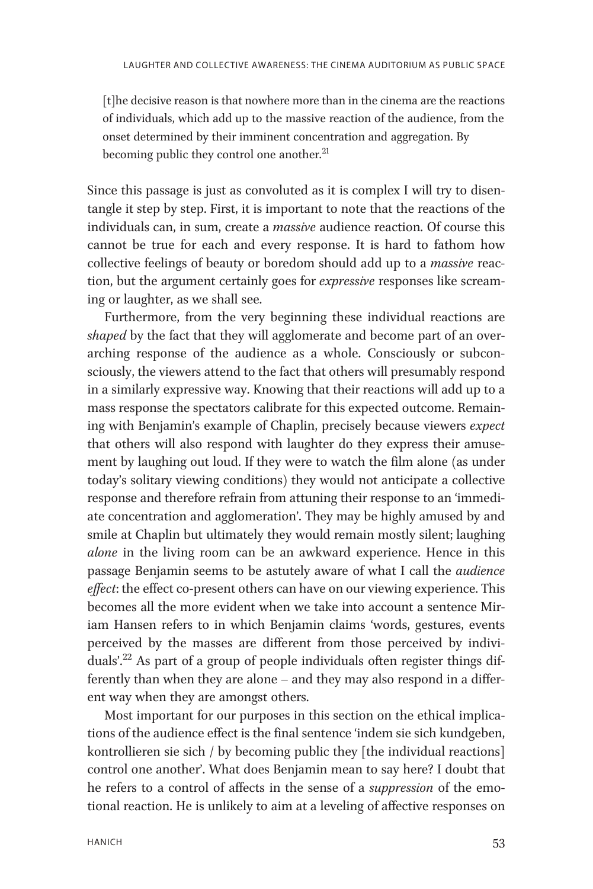> [t]he decisive reason is that nowhere more than in the cinema are the reactions of individuals, which add up to the massive reaction of the audience, from the onset determined by their imminent concentration and aggregation. By becoming public they control one another.[21]

Since this passage is just as convoluted as it is complex I will try to disentangle it step by step. First, it is important to note that the reactions of the individuals can, in sum, create a *massive* audience reaction. Of course this cannot be true for each and every response. It is hard to fathom how collective feelings of beauty or boredom should add up to a *massive* reaction, but the argument certainly goes for *expressive* responses like screaming or laughter, as we shall see.

Furthermore, from the very beginning these individual reactions are *shaped* by the fact that they will agglomerate and become part of an overarching response of the audience as a whole. Consciously or subconsciously, the viewers attend to the fact that others will presumably respond in a similarly expressive way. Knowing that their reactions will add up to a mass response the spectators calibrate for this expected outcome. Remaining with Benjamin's example of Chaplin, precisely because viewers *expect* that others will also respond with laughter do they express their amusement by laughing out loud. If they were to watch the film alone (as under today's solitary viewing conditions) they would not anticipate a collective response and therefore refrain from attuning their response to an 'immediate concentration and agglomeration'. They may be highly amused by and smile at Chaplin but ultimately they would remain mostly silent; laughing *alone* in the living room can be an awkward experience. Hence in this passage Benjamin seems to be astutely aware of what I call the *audience effect*: the effect co-present others can have on our viewing experience. This becomes all the more evident when we take into account a sentence Miriam Hansen refers to in which Benjamin claims 'words, gestures, events perceived by the masses are different from those perceived by individuals'.[22] As part of a group of people individuals often register things differently than when they are alone – and they may also respond in a different way when they are amongst others.

Most important for our purposes in this section on the ethical implications of the audience effect is the final sentence 'indem sie sich kundgeben, kontrollieren sie sich / by becoming public they [the individual reactions] control one another'. What does Benjamin mean to say here? I doubt that he refers to a control of affects in the sense of a *suppression* of the emotional reaction. He is unlikely to aim at a leveling of affective responses on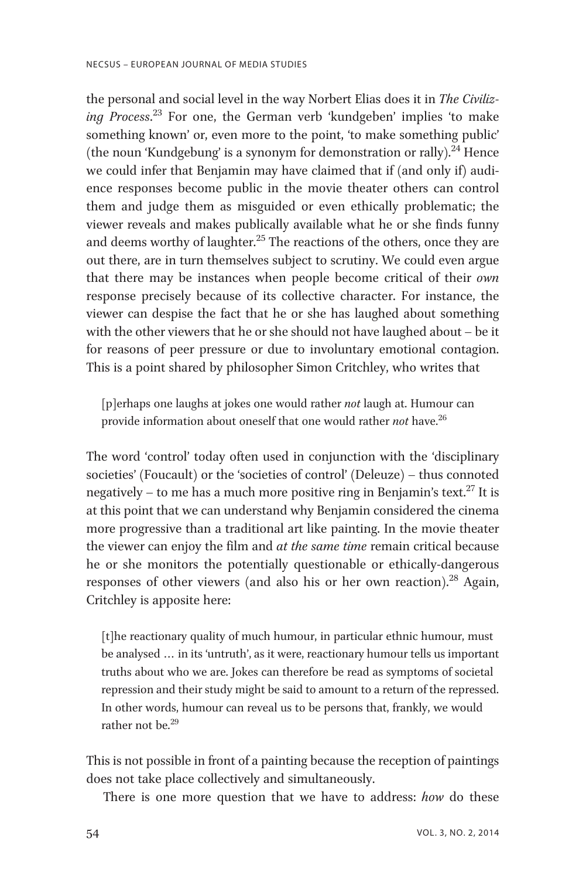the personal and social level in the way Norbert Elias does it in *The Civilizing Process*.[23] For one, the German verb 'kundgeben' implies 'to make something known' or, even more to the point, 'to make something public' (the noun 'Kundgebung' is a synonym for demonstration or rally).[24] Hence we could infer that Benjamin may have claimed that if (and only if) audience responses become public in the movie theater others can control them and judge them as misguided or even ethically problematic; the viewer reveals and makes publically available what he or she finds funny and deems worthy of laughter.[25] The reactions of the others, once they are out there, are in turn themselves subject to scrutiny. We could even argue that there may be instances when people become critical of their *own* response precisely because of its collective character. For instance, the viewer can despise the fact that he or she has laughed about something with the other viewers that he or she should not have laughed about – be it for reasons of peer pressure or due to involuntary emotional contagion. This is a point shared by philosopher Simon Critchley, who writes that

> [p]erhaps one laughs at jokes one would rather *not* laugh at. Humour can provide information about oneself that one would rather *not* have.[26]

The word 'control' today often used in conjunction with the 'disciplinary societies' (Foucault) or the 'societies of control' (Deleuze) – thus connoted negatively – to me has a much more positive ring in Benjamin's text.[27] It is at this point that we can understand why Benjamin considered the cinema more progressive than a traditional art like painting. In the movie theater the viewer can enjoy the film and *at the same time* remain critical because he or she monitors the potentially questionable or ethically-dangerous responses of other viewers (and also his or her own reaction).[28] Again, Critchley is apposite here:

> [t]he reactionary quality of much humour, in particular ethnic humour, must be analysed … in its 'untruth', as it were, reactionary humour tells us important truths about who we are. Jokes can therefore be read as symptoms of societal repression and their study might be said to amount to a return of the repressed. In other words, humour can reveal us to be persons that, frankly, we would rather not be.[29]

This is not possible in front of a painting because the reception of paintings does not take place collectively and simultaneously.

There is one more question that we have to address: *how* do these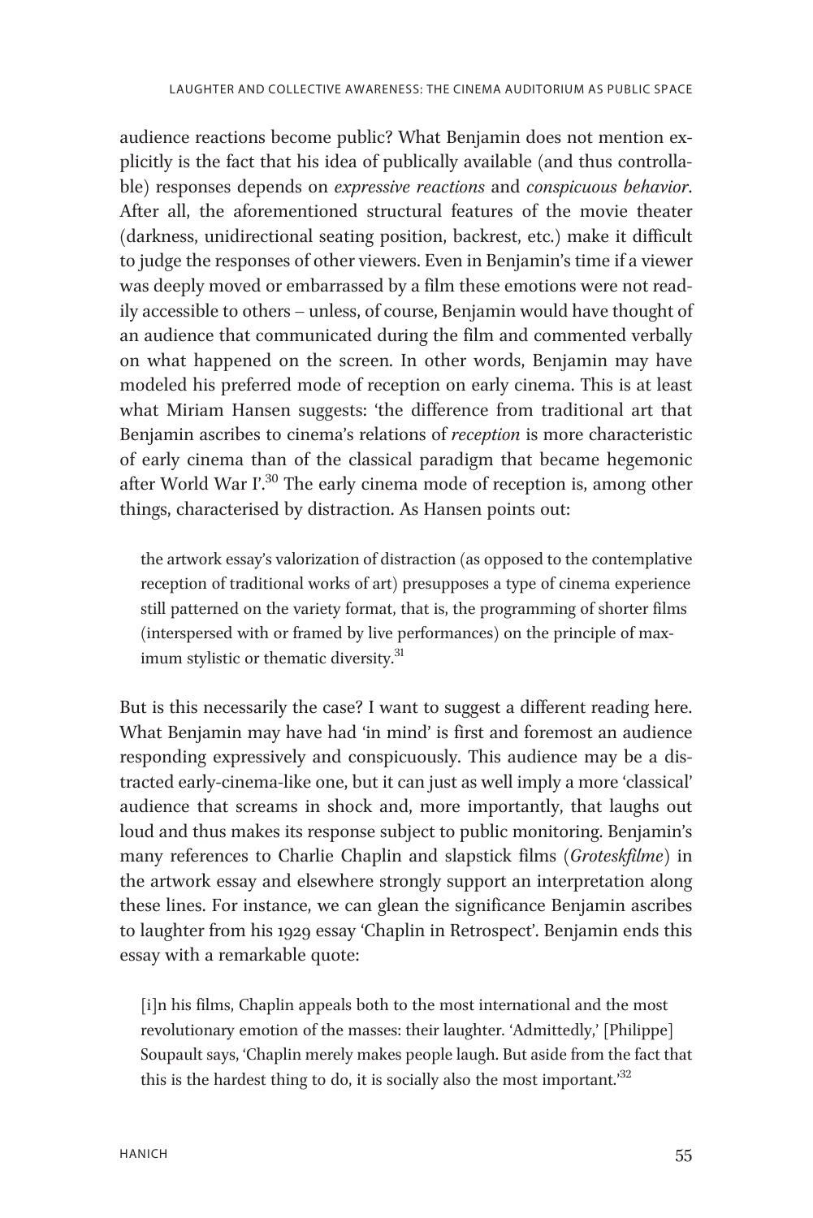audience reactions become public? What Benjamin does not mention explicitly is the fact that his idea of publically available (and thus controllable) responses depends on *expressive reactions* and *conspicuous behavior*. After all, the aforementioned structural features of the movie theater (darkness, unidirectional seating position, backrest, etc.) make it difficult to judge the responses of other viewers. Even in Benjamin's time if a viewer was deeply moved or embarrassed by a film these emotions were not readily accessible to others – unless, of course, Benjamin would have thought of an audience that communicated during the film and commented verbally on what happened on the screen. In other words, Benjamin may have modeled his preferred mode of reception on early cinema. This is at least what Miriam Hansen suggests: 'the difference from traditional art that Benjamin ascribes to cinema's relations of *reception* is more characteristic of early cinema than of the classical paradigm that became hegemonic after World War I'.[30] The early cinema mode of reception is, among other things, characterised by distraction. As Hansen points out:

> the artwork essay's valorization of distraction (as opposed to the contemplative reception of traditional works of art) presupposes a type of cinema experience still patterned on the variety format, that is, the programming of shorter films (interspersed with or framed by live performances) on the principle of maximum stylistic or thematic diversity.[31]

But is this necessarily the case? I want to suggest a different reading here. What Benjamin may have had 'in mind' is first and foremost an audience responding expressively and conspicuously. This audience may be a distracted early-cinema-like one, but it can just as well imply a more 'classical' audience that screams in shock and, more importantly, that laughs out loud and thus makes its response subject to public monitoring. Benjamin's many references to Charlie Chaplin and slapstick films (*Groteskfilme*) in the artwork essay and elsewhere strongly support an interpretation along these lines. For instance, we can glean the significance Benjamin ascribes to laughter from his 1929 essay 'Chaplin in Retrospect'. Benjamin ends this essay with a remarkable quote:

> [i]n his films, Chaplin appeals both to the most international and the most revolutionary emotion of the masses: their laughter. 'Admittedly,' [Philippe] Soupault says, 'Chaplin merely makes people laugh. But aside from the fact that this is the hardest thing to do, it is socially also the most important.'[32]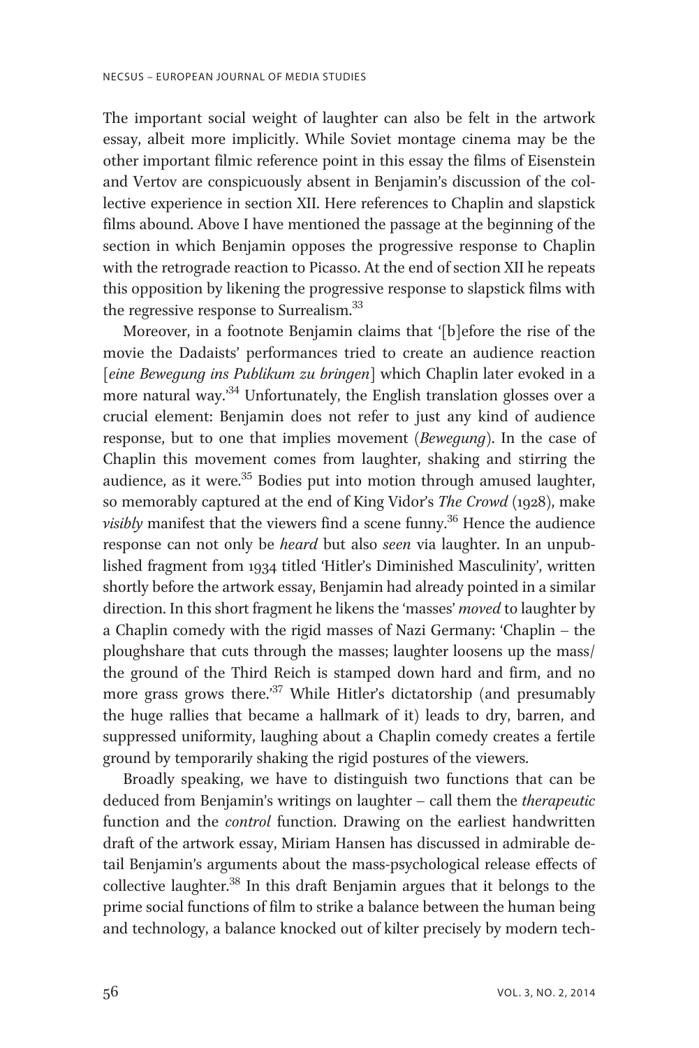The important social weight of laughter can also be felt in the artwork essay, albeit more implicitly. While Soviet montage cinema may be the other important filmic reference point in this essay the films of Eisenstein and Vertov are conspicuously absent in Benjamin's discussion of the collective experience in section XII. Here references to Chaplin and slapstick films abound. Above I have mentioned the passage at the beginning of the section in which Benjamin opposes the progressive response to Chaplin with the retrograde reaction to Picasso. At the end of section XII he repeats this opposition by likening the progressive response to slapstick films with the regressive response to Surrealism.[33]

Moreover, in a footnote Benjamin claims that '[b]efore the rise of the movie the Dadaists' performances tried to create an audience reaction [*eine Bewegung ins Publikum zu bringen*] which Chaplin later evoked in a more natural way.'[34] Unfortunately, the English translation glosses over a crucial element: Benjamin does not refer to just any kind of audience response, but to one that implies movement (*Bewegung*). In the case of Chaplin this movement comes from laughter, shaking and stirring the audience, as it were.[35] Bodies put into motion through amused laughter, so memorably captured at the end of King Vidor's *The Crowd* (1928), make *visibly* manifest that the viewers find a scene funny.[36] Hence the audience response can not only be *heard* but also *seen* via laughter. In an unpublished fragment from 1934 titled 'Hitler's Diminished Masculinity', written shortly before the artwork essay, Benjamin had already pointed in a similar direction. In this short fragment he likens the 'masses' *moved* to laughter by a Chaplin comedy with the rigid masses of Nazi Germany: 'Chaplin – the ploughshare that cuts through the masses; laughter loosens up the mass/ the ground of the Third Reich is stamped down hard and firm, and no more grass grows there.'[37] While Hitler's dictatorship (and presumably the huge rallies that became a hallmark of it) leads to dry, barren, and suppressed uniformity, laughing about a Chaplin comedy creates a fertile ground by temporarily shaking the rigid postures of the viewers.

Broadly speaking, we have to distinguish two functions that can be deduced from Benjamin's writings on laughter – call them the *therapeutic* function and the *control* function. Drawing on the earliest handwritten draft of the artwork essay, Miriam Hansen has discussed in admirable detail Benjamin's arguments about the mass-psychological release effects of collective laughter.[38] In this draft Benjamin argues that it belongs to the prime social functions of film to strike a balance between the human being and technology, a balance knocked out of kilter precisely by modern tech-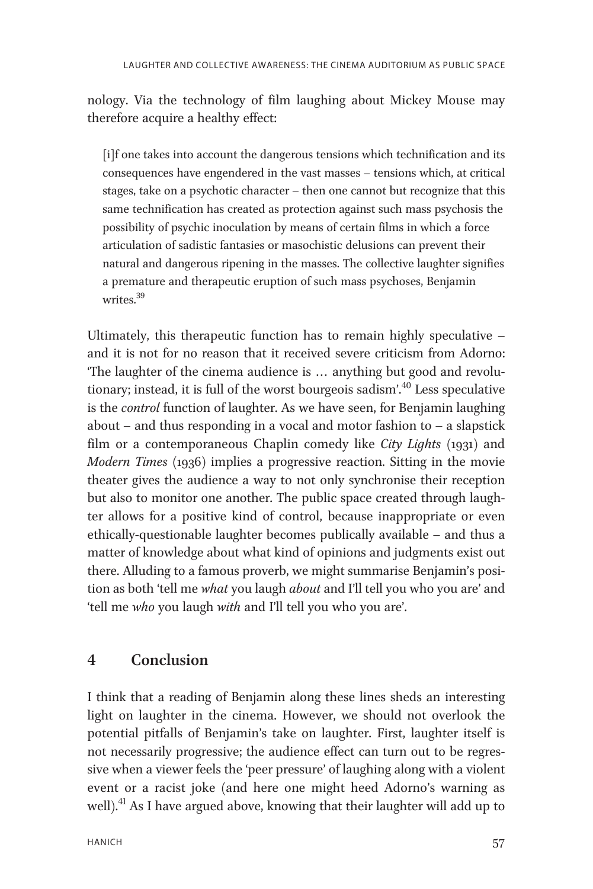nology. Via the technology of film laughing about Mickey Mouse may therefore acquire a healthy effect:

> [i]f one takes into account the dangerous tensions which technification and its consequences have engendered in the vast masses – tensions which, at critical stages, take on a psychotic character – then one cannot but recognize that this same technification has created as protection against such mass psychosis the possibility of psychic inoculation by means of certain films in which a force articulation of sadistic fantasies or masochistic delusions can prevent their natural and dangerous ripening in the masses. The collective laughter signifies a premature and therapeutic eruption of such mass psychoses, Benjamin writes.[39]

Ultimately, this therapeutic function has to remain highly speculative – and it is not for no reason that it received severe criticism from Adorno: 'The laughter of the cinema audience is … anything but good and revolutionary; instead, it is full of the worst bourgeois sadism'.[40] Less speculative is the *control* function of laughter. As we have seen, for Benjamin laughing about – and thus responding in a vocal and motor fashion to – a slapstick film or a contemporaneous Chaplin comedy like *City Lights* (1931) and *Modern Times* (1936) implies a progressive reaction. Sitting in the movie theater gives the audience a way to not only synchronise their reception but also to monitor one another. The public space created through laughter allows for a positive kind of control, because inappropriate or even ethically-questionable laughter becomes publically available – and thus a matter of knowledge about what kind of opinions and judgments exist out there. Alluding to a famous proverb, we might summarise Benjamin's position as both 'tell me *what* you laugh *about* and I'll tell you who you are' and 'tell me *who* you laugh *with* and I'll tell you who you are'.

## 4 Conclusion

I think that a reading of Benjamin along these lines sheds an interesting light on laughter in the cinema. However, we should not overlook the potential pitfalls of Benjamin's take on laughter. First, laughter itself is not necessarily progressive; the audience effect can turn out to be regressive when a viewer feels the 'peer pressure' of laughing along with a violent event or a racist joke (and here one might heed Adorno's warning as well).[41] As I have argued above, knowing that their laughter will add up to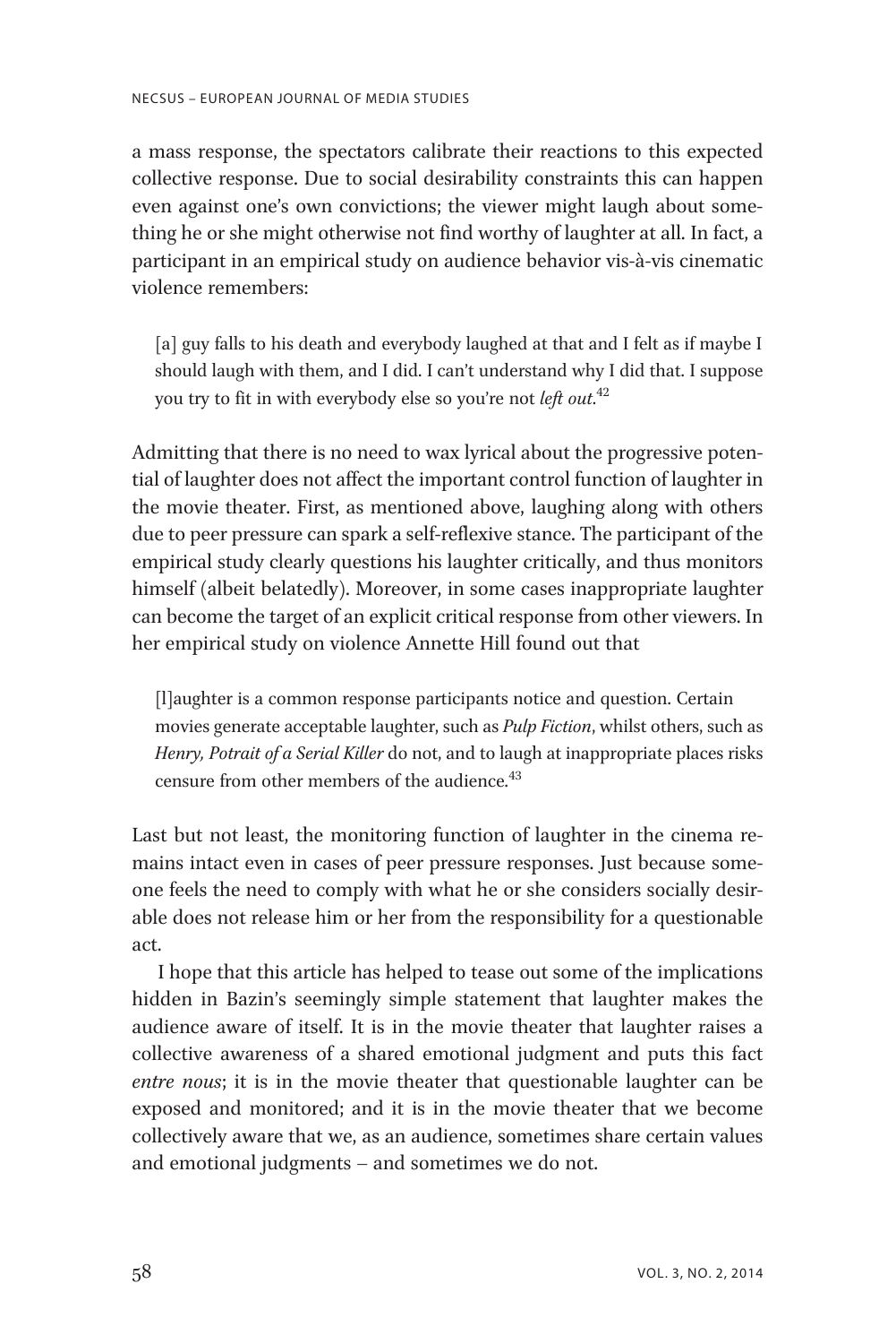a mass response, the spectators calibrate their reactions to this expected collective response. Due to social desirability constraints this can happen even against one's own convictions; the viewer might laugh about something he or she might otherwise not find worthy of laughter at all. In fact, a participant in an empirical study on audience behavior vis-à-vis cinematic violence remembers:

> [a] guy falls to his death and everybody laughed at that and I felt as if maybe I should laugh with them, and I did. I can't understand why I did that. I suppose you try to fit in with everybody else so you're not *left out*.[42]

Admitting that there is no need to wax lyrical about the progressive potential of laughter does not affect the important control function of laughter in the movie theater. First, as mentioned above, laughing along with others due to peer pressure can spark a self-reflexive stance. The participant of the empirical study clearly questions his laughter critically, and thus monitors himself (albeit belatedly). Moreover, in some cases inappropriate laughter can become the target of an explicit critical response from other viewers. In her empirical study on violence Annette Hill found out that

> [l]aughter is a common response participants notice and question. Certain movies generate acceptable laughter, such as *Pulp Fiction*, whilst others, such as *Henry, Potrait of a Serial Killer* do not, and to laugh at inappropriate places risks censure from other members of the audience.[43]

Last but not least, the monitoring function of laughter in the cinema remains intact even in cases of peer pressure responses. Just because someone feels the need to comply with what he or she considers socially desirable does not release him or her from the responsibility for a questionable act.

I hope that this article has helped to tease out some of the implications hidden in Bazin's seemingly simple statement that laughter makes the audience aware of itself. It is in the movie theater that laughter raises a collective awareness of a shared emotional judgment and puts this fact *entre nous*; it is in the movie theater that questionable laughter can be exposed and monitored; and it is in the movie theater that we become collectively aware that we, as an audience, sometimes share certain values and emotional judgments – and sometimes we do not.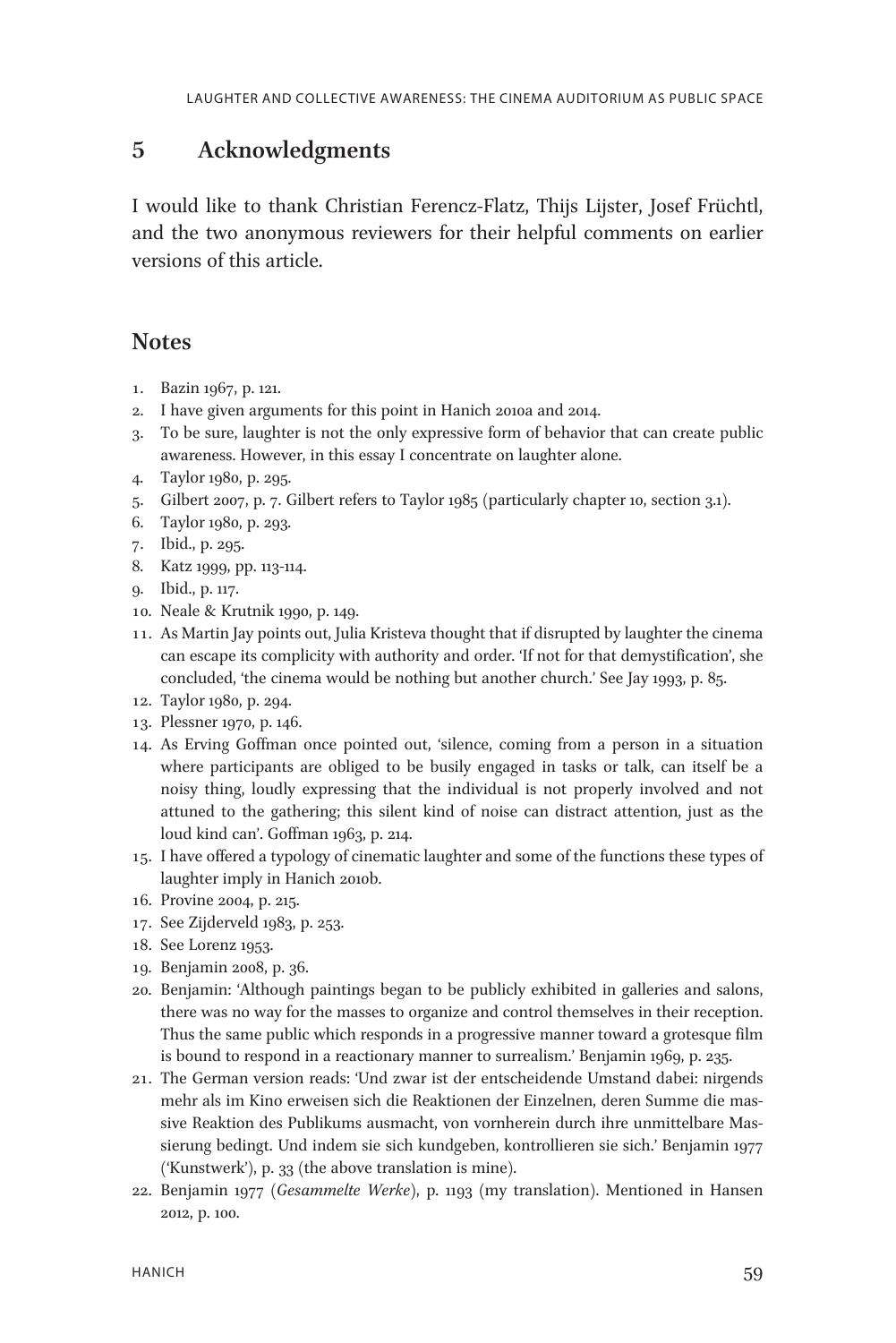## 5 Acknowledgments

I would like to thank Christian Ferencz-Flatz, Thijs Lijster, Josef Früchtl, and the two anonymous reviewers for their helpful comments on earlier versions of this article.

## Notes

1. Bazin 1967, p. 121.
2. I have given arguments for this point in Hanich 2010a and 2014.
3. To be sure, laughter is not the only expressive form of behavior that can create public awareness. However, in this essay I concentrate on laughter alone.
4. Taylor 1980, p. 295.
5. Gilbert 2007, p. 7. Gilbert refers to Taylor 1985 (particularly chapter 10, section 3.1).
6. Taylor 1980, p. 293.
7. Ibid., p. 295.
8. Katz 1999, pp. 113-114.
9. Ibid., p. 117.
10. Neale & Krutnik 1990, p. 149.
11. As Martin Jay points out, Julia Kristeva thought that if disrupted by laughter the cinema can escape its complicity with authority and order. 'If not for that demystification', she concluded, 'the cinema would be nothing but another church.' See Jay 1993, p. 85.
12. Taylor 1980, p. 294.
13. Plessner 1970, p. 146.
14. As Erving Goffman once pointed out, 'silence, coming from a person in a situation where participants are obliged to be busily engaged in tasks or talk, can itself be a noisy thing, loudly expressing that the individual is not properly involved and not attuned to the gathering; this silent kind of noise can distract attention, just as the loud kind can'. Goffman 1963, p. 214.
15. I have offered a typology of cinematic laughter and some of the functions these types of laughter imply in Hanich 2010b.
16. Provine 2004, p. 215.
17. See Zijderveld 1983, p. 253.
18. See Lorenz 1953.
19. Benjamin 2008, p. 36.
20. Benjamin: 'Although paintings began to be publicly exhibited in galleries and salons, there was no way for the masses to organize and control themselves in their reception. Thus the same public which responds in a progressive manner toward a grotesque film is bound to respond in a reactionary manner to surrealism.' Benjamin 1969, p. 235.
21. The German version reads: 'Und zwar ist der entscheidende Umstand dabei: nirgends mehr als im Kino erweisen sich die Reaktionen der Einzelnen, deren Summe die massive Reaktion des Publikums ausmacht, von vornherein durch ihre unmittelbare Massierung bedingt. Und indem sie sich kundgeben, kontrollieren sie sich.' Benjamin 1977 ('Kunstwerk'), p. 33 (the above translation is mine).
22. Benjamin 1977 (*Gesammelte Werke*), p. 1193 (my translation). Mentioned in Hansen 2012, p. 100.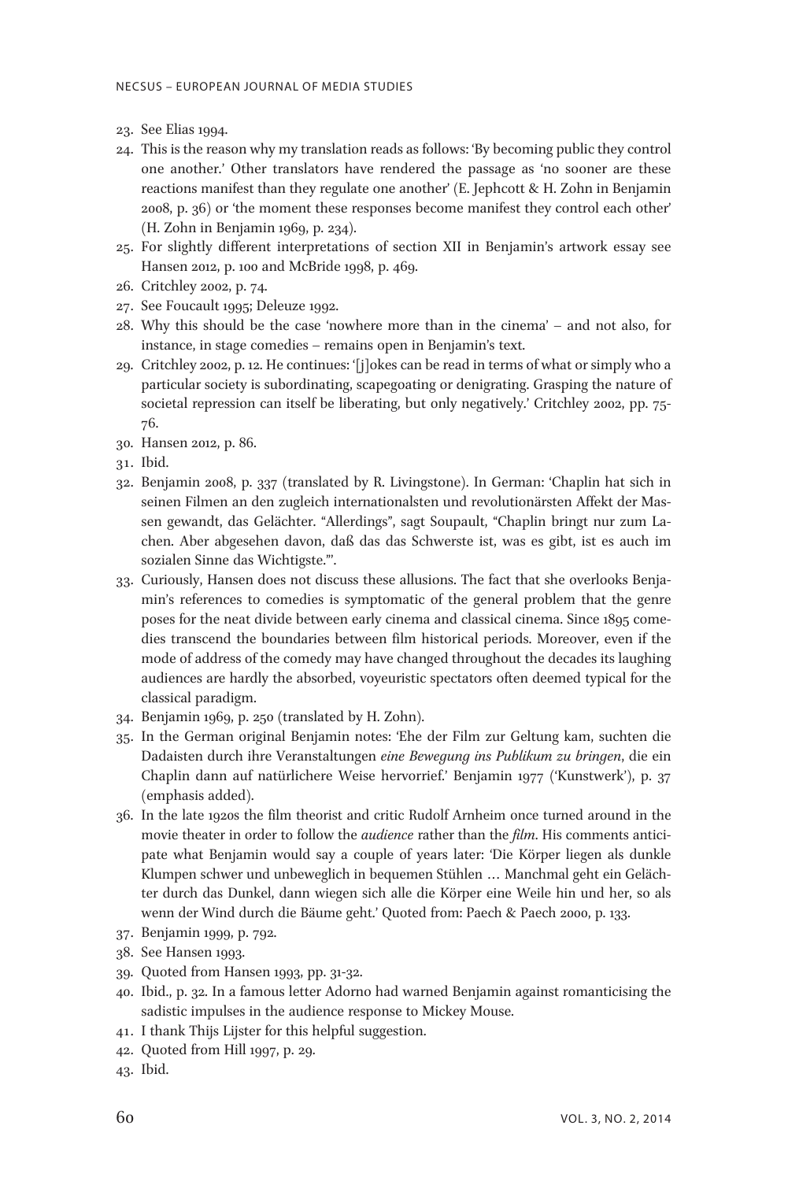23. See Elias 1994.
24. This is the reason why my translation reads as follows: 'By becoming public they control one another.' Other translators have rendered the passage as 'no sooner are these reactions manifest than they regulate one another' (E. Jephcott & H. Zohn in Benjamin 2008, p. 36) or 'the moment these responses become manifest they control each other' (H. Zohn in Benjamin 1969, p. 234).
25. For slightly different interpretations of section XII in Benjamin's artwork essay see Hansen 2012, p. 100 and McBride 1998, p. 469.
26. Critchley 2002, p. 74.
27. See Foucault 1995; Deleuze 1992.
28. Why this should be the case 'nowhere more than in the cinema' – and not also, for instance, in stage comedies – remains open in Benjamin's text.
29. Critchley 2002, p. 12. He continues: '[j]okes can be read in terms of what or simply who a particular society is subordinating, scapegoating or denigrating. Grasping the nature of societal repression can itself be liberating, but only negatively.' Critchley 2002, pp. 75-76.
30. Hansen 2012, p. 86.
31. Ibid.
32. Benjamin 2008, p. 337 (translated by R. Livingstone). In German: 'Chaplin hat sich in seinen Filmen an den zugleich internationalsten und revolutionärsten Affekt der Massen gewandt, das Gelächter. "Allerdings", sagt Soupault, "Chaplin bringt nur zum Lachen. Aber abgesehen davon, daß das das Schwerste ist, was es gibt, ist es auch im sozialen Sinne das Wichtigste."'.
33. Curiously, Hansen does not discuss these allusions. The fact that she overlooks Benjamin's references to comedies is symptomatic of the general problem that the genre poses for the neat divide between early cinema and classical cinema. Since 1895 comedies transcend the boundaries between film historical periods. Moreover, even if the mode of address of the comedy may have changed throughout the decades its laughing audiences are hardly the absorbed, voyeuristic spectators often deemed typical for the classical paradigm.
34. Benjamin 1969, p. 250 (translated by H. Zohn).
35. In the German original Benjamin notes: 'Ehe der Film zur Geltung kam, suchten die Dadaisten durch ihre Veranstaltungen *eine Bewegung ins Publikum zu bringen*, die ein Chaplin dann auf natürlichere Weise hervorrief.' Benjamin 1977 ('Kunstwerk'), p. 37 (emphasis added).
36. In the late 1920s the film theorist and critic Rudolf Arnheim once turned around in the movie theater in order to follow the *audience* rather than the *film*. His comments anticipate what Benjamin would say a couple of years later: 'Die Körper liegen als dunkle Klumpen schwer und unbeweglich in bequemen Stühlen … Manchmal geht ein Gelächter durch das Dunkel, dann wiegen sich alle die Körper eine Weile hin und her, so als wenn der Wind durch die Bäume geht.' Quoted from: Paech & Paech 2000, p. 133.
37. Benjamin 1999, p. 792.
38. See Hansen 1993.
39. Quoted from Hansen 1993, pp. 31-32.
40. Ibid., p. 32. In a famous letter Adorno had warned Benjamin against romanticising the sadistic impulses in the audience response to Mickey Mouse.
41. I thank Thijs Lijster for this helpful suggestion.
42. Quoted from Hill 1997, p. 29.
43. Ibid.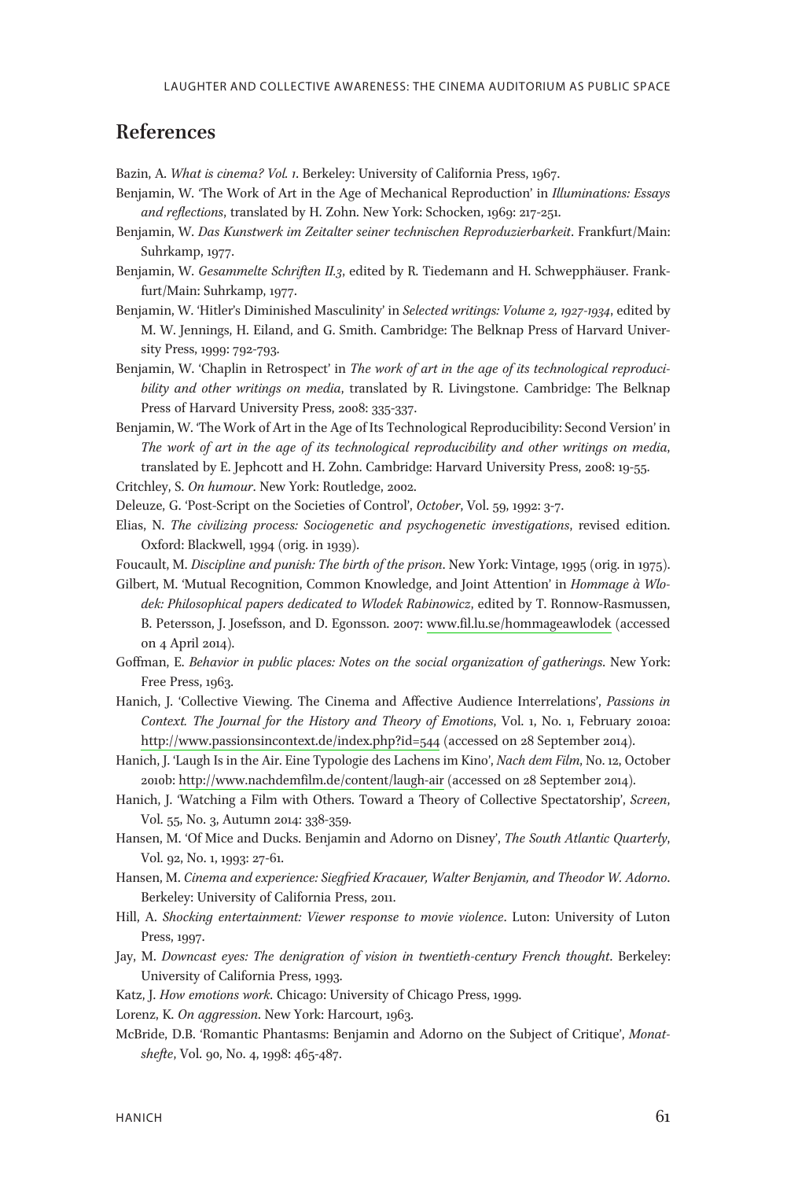## References

Bazin, A. *What is cinema? Vol. 1*. Berkeley: University of California Press, 1967.

Benjamin, W. 'The Work of Art in the Age of Mechanical Reproduction' in *Illuminations: Essays and reflections*, translated by H. Zohn. New York: Schocken, 1969: 217-251.

Benjamin, W. *Das Kunstwerk im Zeitalter seiner technischen Reproduzierbarkeit*. Frankfurt/Main: Suhrkamp, 1977.

Benjamin, W. *Gesammelte Schriften II.3*, edited by R. Tiedemann and H. Schwepphäuser. Frankfurt/Main: Suhrkamp, 1977.

Benjamin, W. 'Hitler's Diminished Masculinity' in *Selected writings: Volume 2, 1927-1934*, edited by M. W. Jennings, H. Eiland, and G. Smith. Cambridge: The Belknap Press of Harvard University Press, 1999: 792-793.

Benjamin, W. 'Chaplin in Retrospect' in *The work of art in the age of its technological reproducibility and other writings on media*, translated by R. Livingstone. Cambridge: The Belknap Press of Harvard University Press, 2008: 335-337.

Benjamin, W. 'The Work of Art in the Age of Its Technological Reproducibility: Second Version' in *The work of art in the age of its technological reproducibility and other writings on media*, translated by E. Jephcott and H. Zohn. Cambridge: Harvard University Press, 2008: 19-55.

Critchley, S. *On humour*. New York: Routledge, 2002.

Deleuze, G. 'Post-Script on the Societies of Control', *October*, Vol. 59, 1992: 3-7.

Elias, N. *The civilizing process: Sociogenetic and psychogenetic investigations*, revised edition. Oxford: Blackwell, 1994 (orig. in 1939).

Foucault, M. *Discipline and punish: The birth of the prison*. New York: Vintage, 1995 (orig. in 1975).

Gilbert, M. 'Mutual Recognition, Common Knowledge, and Joint Attention' in *Hommage à Wlodek: Philosophical papers dedicated to Wlodek Rabinowicz*, edited by T. Ronnow-Rasmussen, B. Petersson, J. Josefsson, and D. Egonsson. 2007: www.fil.lu.se/hommageawlodek (accessed on 4 April 2014).

Goffman, E. *Behavior in public places: Notes on the social organization of gatherings*. New York: Free Press, 1963.

Hanich, J. 'Collective Viewing. The Cinema and Affective Audience Interrelations', *Passions in Context. The Journal for the History and Theory of Emotions*, Vol. 1, No. 1, February 2010a: http://www.passionsincontext.de/index.php?id=544 (accessed on 28 September 2014).

Hanich, J. 'Laugh Is in the Air. Eine Typologie des Lachens im Kino', *Nach dem Film*, No. 12, October 2010b: http://www.nachdemfilm.de/content/laugh-air (accessed on 28 September 2014).

Hanich, J. 'Watching a Film with Others. Toward a Theory of Collective Spectatorship', *Screen*, Vol. 55, No. 3, Autumn 2014: 338-359.

Hansen, M. 'Of Mice and Ducks. Benjamin and Adorno on Disney', *The South Atlantic Quarterly*, Vol. 92, No. 1, 1993: 27-61.

Hansen, M. *Cinema and experience: Siegfried Kracauer, Walter Benjamin, and Theodor W. Adorno*. Berkeley: University of California Press, 2011.

Hill, A. *Shocking entertainment: Viewer response to movie violence*. Luton: University of Luton Press, 1997.

Jay, M. *Downcast eyes: The denigration of vision in twentieth-century French thought*. Berkeley: University of California Press, 1993.

Katz, J. *How emotions work*. Chicago: University of Chicago Press, 1999.

Lorenz, K. *On aggression*. New York: Harcourt, 1963.

McBride, D.B. 'Romantic Phantasms: Benjamin and Adorno on the Subject of Critique', *Monatshefte*, Vol. 90, No. 4, 1998: 465-487.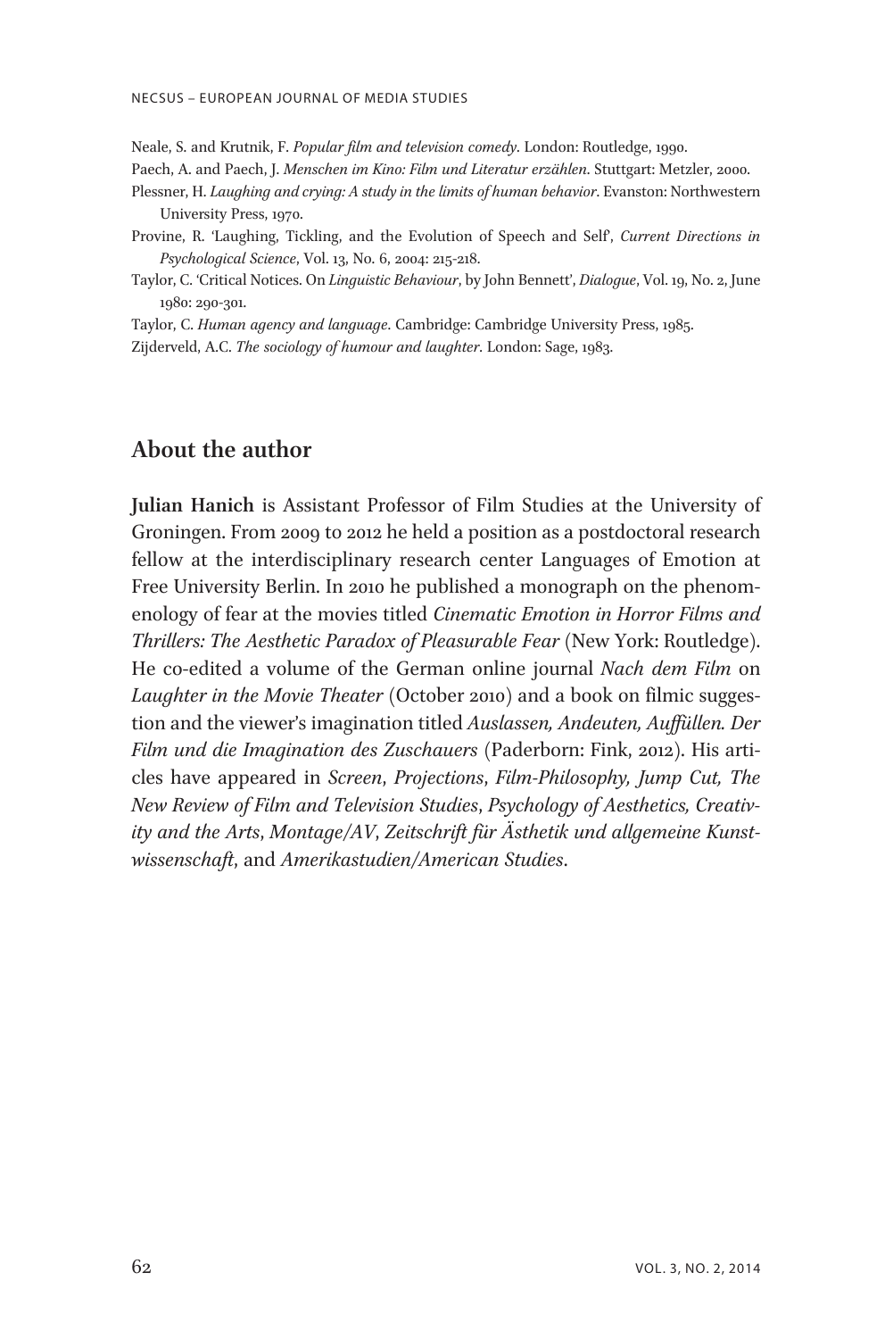Neale, S. and Krutnik, F. *Popular film and television comedy*. London: Routledge, 1990.

Paech, A. and Paech, J. *Menschen im Kino: Film und Literatur erzählen*. Stuttgart: Metzler, 2000.

Plessner, H. *Laughing and crying: A study in the limits of human behavior*. Evanston: Northwestern University Press, 1970.

Provine, R. 'Laughing, Tickling, and the Evolution of Speech and Self', *Current Directions in Psychological Science*, Vol. 13, No. 6, 2004: 215-218.

Taylor, C. 'Critical Notices. On *Linguistic Behaviour*, by John Bennett', *Dialogue*, Vol. 19, No. 2, June 1980: 290-301.

Taylor, C. *Human agency and language*. Cambridge: Cambridge University Press, 1985.

Zijderveld, A.C. *The sociology of humour and laughter*. London: Sage, 1983.

## About the author

**Julian Hanich** is Assistant Professor of Film Studies at the University of Groningen. From 2009 to 2012 he held a position as a postdoctoral research fellow at the interdisciplinary research center Languages of Emotion at Free University Berlin. In 2010 he published a monograph on the phenomenology of fear at the movies titled *Cinematic Emotion in Horror Films and Thrillers: The Aesthetic Paradox of Pleasurable Fear* (New York: Routledge). He co-edited a volume of the German online journal *Nach dem Film* on *Laughter in the Movie Theater* (October 2010) and a book on filmic suggestion and the viewer's imagination titled *Auslassen, Andeuten, Auffüllen. Der Film und die Imagination des Zuschauers* (Paderborn: Fink, 2012). His articles have appeared in *Screen*, *Projections*, *Film-Philosophy, Jump Cut, The New Review of Film and Television Studies*, *Psychology of Aesthetics, Creativity and the Arts*, *Montage/AV*, *Zeitschrift für Ästhetik und allgemeine Kunstwissenschaft*, and *Amerikastudien/American Studies*.